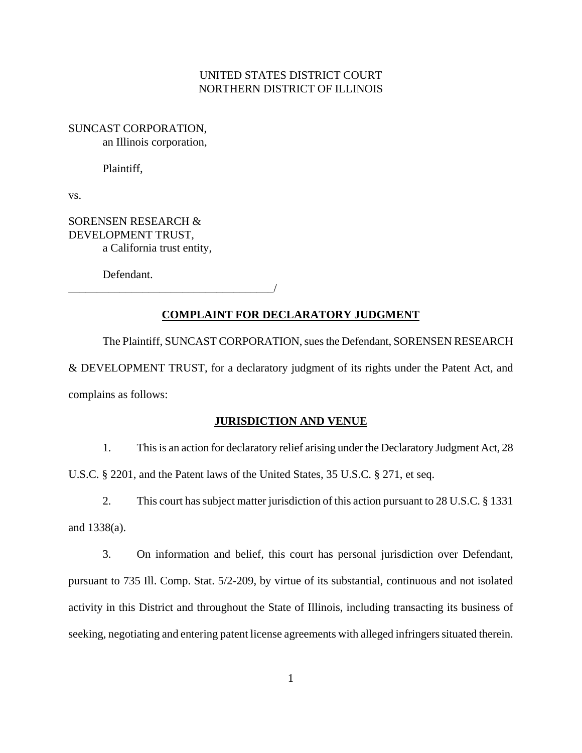UNITED STATES DISTRICT COURT
NORTHERN DISTRICT OF ILLINOIS

SUNCAST CORPORATION,
an Illinois corporation,

Plaintiff,

vs.

SORENSEN RESEARCH & DEVELOPMENT TRUST,
a California trust entity,

Defendant.
_____________________________________/

## COMPLAINT FOR DECLARATORY JUDGMENT

The Plaintiff, SUNCAST CORPORATION, sues the Defendant, SORENSEN RESEARCH & DEVELOPMENT TRUST, for a declaratory judgment of its rights under the Patent Act, and complains as follows:

### JURISDICTION AND VENUE

1. This is an action for declaratory relief arising under the Declaratory Judgment Act, 28 U.S.C. § 2201, and the Patent laws of the United States, 35 U.S.C. § 271, et seq.

2. This court has subject matter jurisdiction of this action pursuant to 28 U.S.C. § 1331 and 1338(a).

3. On information and belief, this court has personal jurisdiction over Defendant, pursuant to 735 Ill. Comp. Stat. 5/2-209, by virtue of its substantial, continuous and not isolated activity in this District and throughout the State of Illinois, including transacting its business of seeking, negotiating and entering patent license agreements with alleged infringers situated therein.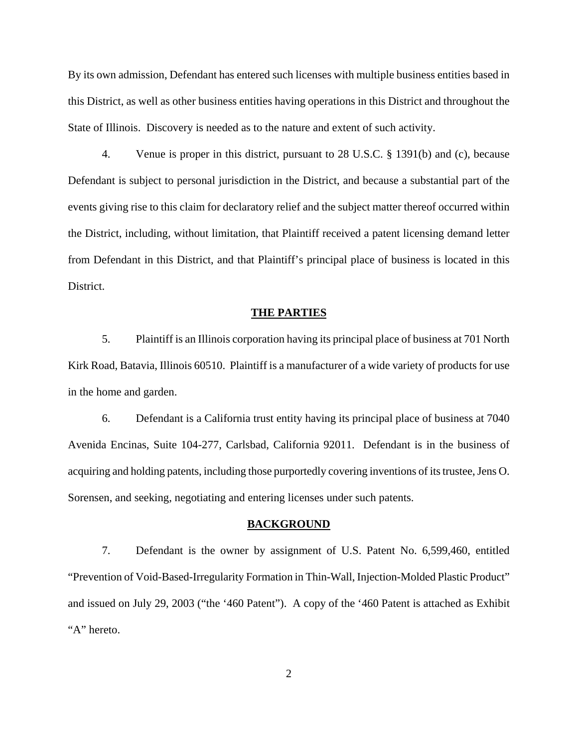By its own admission, Defendant has entered such licenses with multiple business entities based in this District, as well as other business entities having operations in this District and throughout the State of Illinois. Discovery is needed as to the nature and extent of such activity.

4. Venue is proper in this district, pursuant to 28 U.S.C. § 1391(b) and (c), because Defendant is subject to personal jurisdiction in the District, and because a substantial part of the events giving rise to this claim for declaratory relief and the subject matter thereof occurred within the District, including, without limitation, that Plaintiff received a patent licensing demand letter from Defendant in this District, and that Plaintiff's principal place of business is located in this District.

## THE PARTIES

5. Plaintiff is an Illinois corporation having its principal place of business at 701 North Kirk Road, Batavia, Illinois 60510. Plaintiff is a manufacturer of a wide variety of products for use in the home and garden.

6. Defendant is a California trust entity having its principal place of business at 7040 Avenida Encinas, Suite 104-277, Carlsbad, California 92011. Defendant is in the business of acquiring and holding patents, including those purportedly covering inventions of its trustee, Jens O. Sorensen, and seeking, negotiating and entering licenses under such patents.

## BACKGROUND

7. Defendant is the owner by assignment of U.S. Patent No. 6,599,460, entitled "Prevention of Void-Based-Irregularity Formation in Thin-Wall, Injection-Molded Plastic Product" and issued on July 29, 2003 ("the '460 Patent"). A copy of the '460 Patent is attached as Exhibit "A" hereto.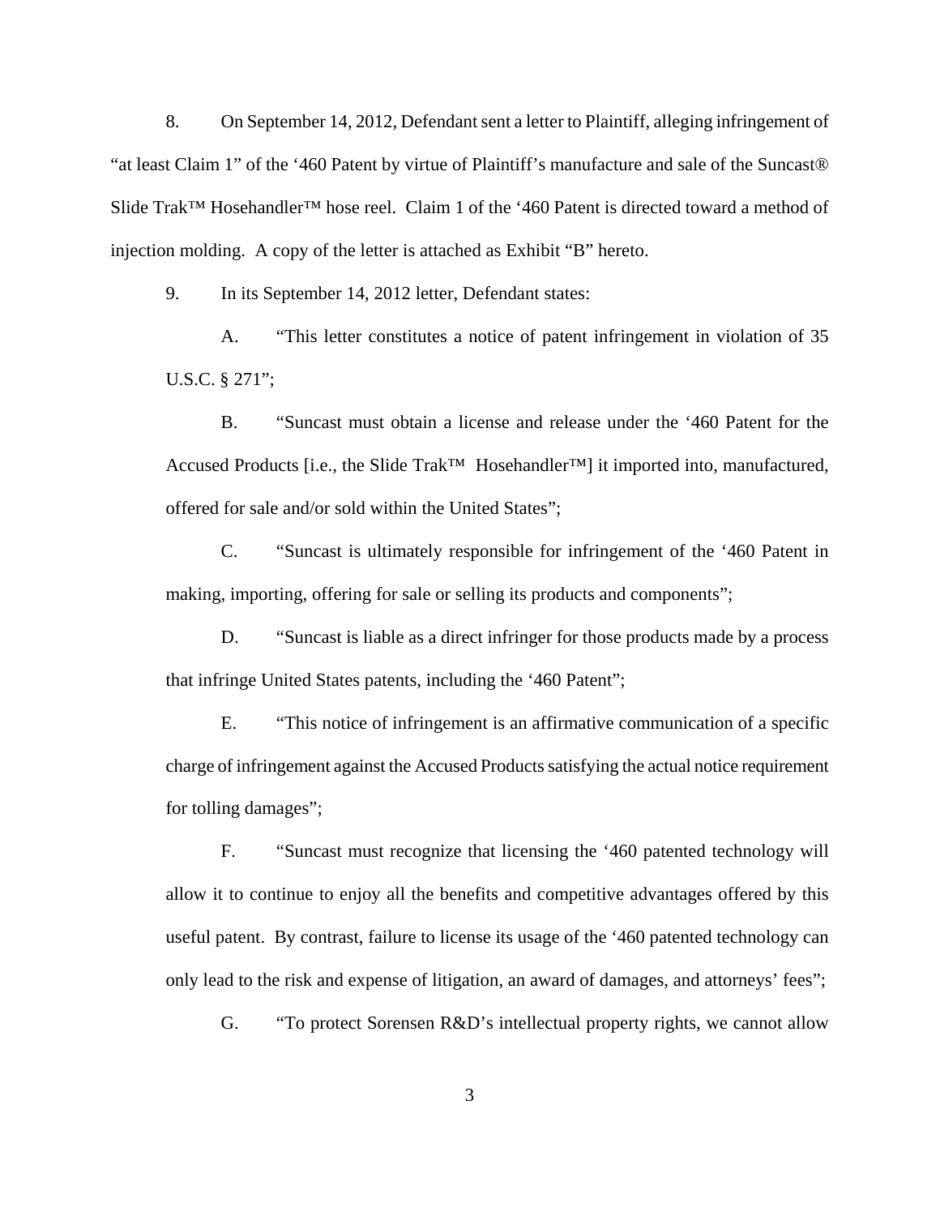8. On September 14, 2012, Defendant sent a letter to Plaintiff, alleging infringement of "at least Claim 1" of the '460 Patent by virtue of Plaintiff's manufacture and sale of the Suncast® Slide Trak™ Hosehandler™ hose reel. Claim 1 of the '460 Patent is directed toward a method of injection molding. A copy of the letter is attached as Exhibit "B" hereto.

9. In its September 14, 2012 letter, Defendant states:

A. "This letter constitutes a notice of patent infringement in violation of 35 U.S.C. § 271";

B. "Suncast must obtain a license and release under the '460 Patent for the Accused Products [i.e., the Slide Trak™ Hosehandler™] it imported into, manufactured, offered for sale and/or sold within the United States";

C. "Suncast is ultimately responsible for infringement of the '460 Patent in making, importing, offering for sale or selling its products and components";

D. "Suncast is liable as a direct infringer for those products made by a process that infringe United States patents, including the '460 Patent";

E. "This notice of infringement is an affirmative communication of a specific charge of infringement against the Accused Products satisfying the actual notice requirement for tolling damages";

F. "Suncast must recognize that licensing the '460 patented technology will allow it to continue to enjoy all the benefits and competitive advantages offered by this useful patent. By contrast, failure to license its usage of the '460 patented technology can only lead to the risk and expense of litigation, an award of damages, and attorneys' fees";

G. "To protect Sorensen R&D's intellectual property rights, we cannot allow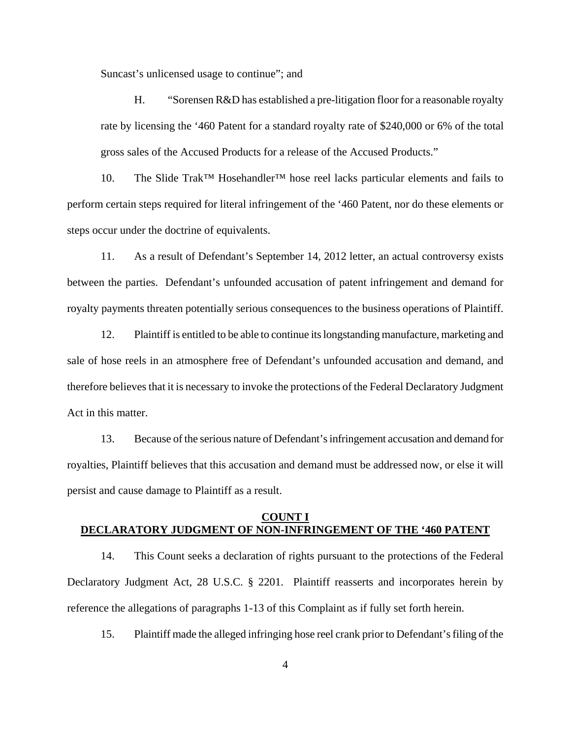Suncast's unlicensed usage to continue"; and

H. "Sorensen R&D has established a pre-litigation floor for a reasonable royalty rate by licensing the '460 Patent for a standard royalty rate of $240,000 or 6% of the total gross sales of the Accused Products for a release of the Accused Products."

10. The Slide Trak™ Hosehandler™ hose reel lacks particular elements and fails to perform certain steps required for literal infringement of the '460 Patent, nor do these elements or steps occur under the doctrine of equivalents.

11. As a result of Defendant's September 14, 2012 letter, an actual controversy exists between the parties. Defendant's unfounded accusation of patent infringement and demand for royalty payments threaten potentially serious consequences to the business operations of Plaintiff.

12. Plaintiff is entitled to be able to continue its longstanding manufacture, marketing and sale of hose reels in an atmosphere free of Defendant's unfounded accusation and demand, and therefore believes that it is necessary to invoke the protections of the Federal Declaratory Judgment Act in this matter.

13. Because of the serious nature of Defendant's infringement accusation and demand for royalties, Plaintiff believes that this accusation and demand must be addressed now, or else it will persist and cause damage to Plaintiff as a result.

## **COUNT I**
## **DECLARATORY JUDGMENT OF NON-INFRINGEMENT OF THE '460 PATENT**

14. This Count seeks a declaration of rights pursuant to the protections of the Federal Declaratory Judgment Act, 28 U.S.C. § 2201. Plaintiff reasserts and incorporates herein by reference the allegations of paragraphs 1-13 of this Complaint as if fully set forth herein.

15. Plaintiff made the alleged infringing hose reel crank prior to Defendant's filing of the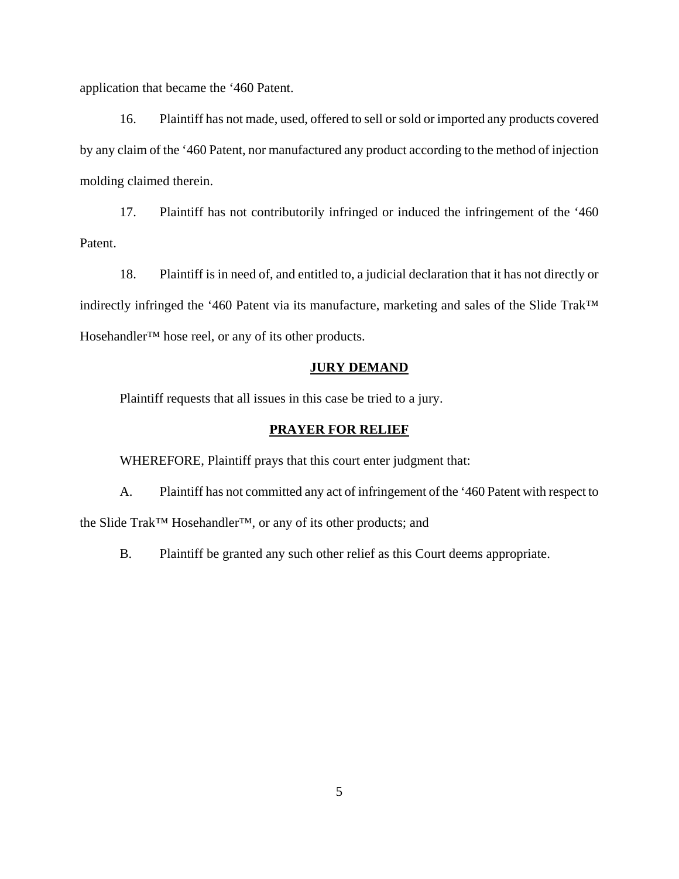application that became the '460 Patent.

16. Plaintiff has not made, used, offered to sell or sold or imported any products covered by any claim of the '460 Patent, nor manufactured any product according to the method of injection molding claimed therein.

17. Plaintiff has not contributorily infringed or induced the infringement of the '460 Patent.

18. Plaintiff is in need of, and entitled to, a judicial declaration that it has not directly or indirectly infringed the '460 Patent via its manufacture, marketing and sales of the Slide Trak™ Hosehandler™ hose reel, or any of its other products.

## JURY DEMAND

Plaintiff requests that all issues in this case be tried to a jury.

## PRAYER FOR RELIEF

WHEREFORE, Plaintiff prays that this court enter judgment that:

A. Plaintiff has not committed any act of infringement of the '460 Patent with respect to the Slide Trak™ Hosehandler™, or any of its other products; and

B. Plaintiff be granted any such other relief as this Court deems appropriate.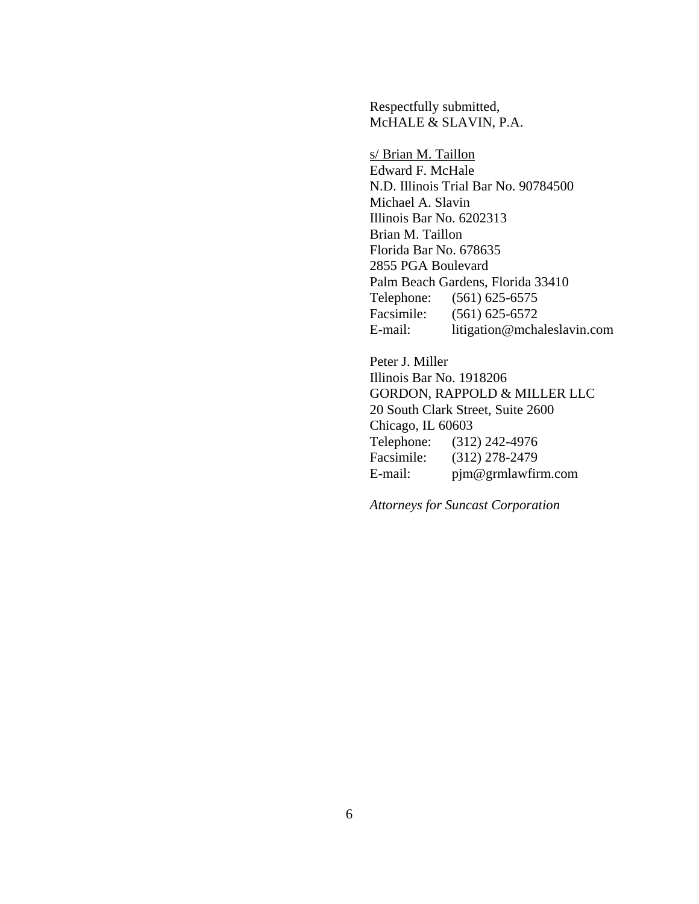Respectfully submitted,
McHALE & SLAVIN, P.A.

s/ Brian M. Taillon
Edward F. McHale
N.D. Illinois Trial Bar No. 90784500
Michael A. Slavin
Illinois Bar No. 6202313
Brian M. Taillon
Florida Bar No. 678635
2855 PGA Boulevard
Palm Beach Gardens, Florida 33410
Telephone: (561) 625-6575
Facsimile: (561) 625-6572
E-mail: litigation@mchaleslavin.com

Peter J. Miller
Illinois Bar No. 1918206
GORDON, RAPPOLD & MILLER LLC
20 South Clark Street, Suite 2600
Chicago, IL 60603
Telephone: (312) 242-4976
Facsimile: (312) 278-2479
E-mail: pjm@grmlawfirm.com

*Attorneys for Suncast Corporation*